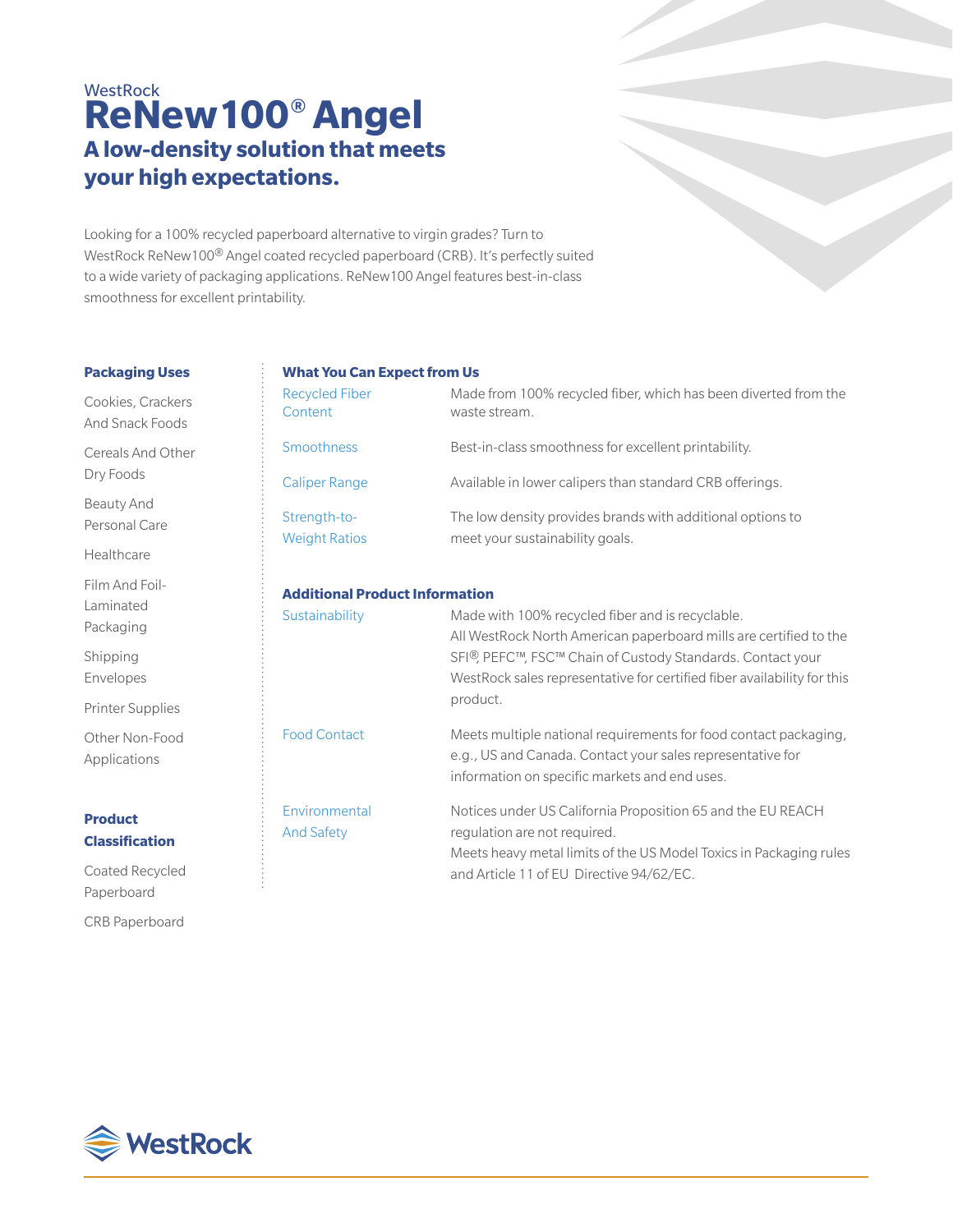WestRock

# ReNew100® Angel

## A low-density solution that meets your high expectations.

Looking for a 100% recycled paperboard alternative to virgin grades? Turn to WestRock ReNew100® Angel coated recycled paperboard (CRB). It's perfectly suited to a wide variety of packaging applications. ReNew100 Angel features best-in-class smoothness for excellent printability.

### Packaging Uses

- Cookies, Crackers And Snack Foods
- Cereals And Other Dry Foods
- Beauty And Personal Care
- Healthcare
- Film And Foil-Laminated Packaging
- Shipping Envelopes
- Printer Supplies
- Other Non-Food Applications

### Product Classification

- Coated Recycled Paperboard
- CRB Paperboard

### What You Can Expect from Us

| | |
|---|---|
| Recycled Fiber Content | Made from 100% recycled fiber, which has been diverted from the waste stream. |
| Smoothness | Best-in-class smoothness for excellent printability. |
| Caliper Range | Available in lower calipers than standard CRB offerings. |
| Strength-to-Weight Ratios | The low density provides brands with additional options to meet your sustainability goals. |

### Additional Product Information

| | |
|---|---|
| Sustainability | Made with 100% recycled fiber and is recyclable. All WestRock North American paperboard mills are certified to the SFI®, PEFC™, FSC™ Chain of Custody Standards. Contact your WestRock sales representative for certified fiber availability for this product. |
| Food Contact | Meets multiple national requirements for food contact packaging, e.g., US and Canada. Contact your sales representative for information on specific markets and end uses. |
| Environmental And Safety | Notices under US California Proposition 65 and the EU REACH regulation are not required. Meets heavy metal limits of the US Model Toxics in Packaging rules and Article 11 of EU Directive 94/62/EC. |

WestRock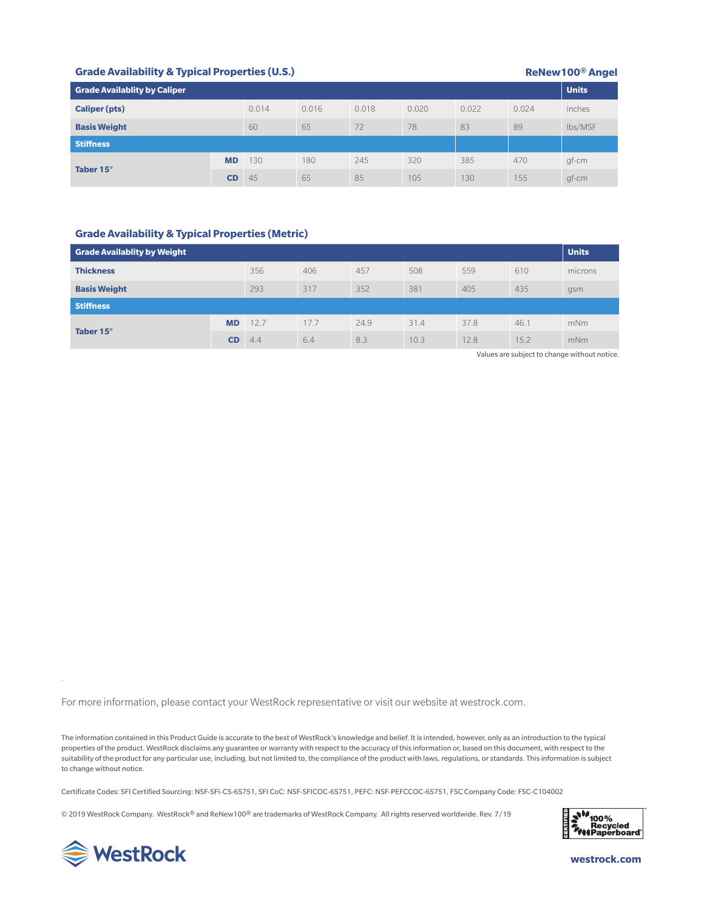## Grade Availability & Typical Properties (U.S.)

**ReNew100® Angel**

| Grade Availablity by Caliper | | | | | | | | Units |
|---|---|---|---|---|---|---|---|---|
| **Caliper (pts)** | | 0.014 | 0.016 | 0.018 | 0.020 | 0.022 | 0.024 | inches |
| **Basis Weight** | | 60 | 65 | 72 | 78 | 83 | 89 | lbs/MSF |
| **Stiffness** | | | | | | | | |
| **Taber 15°** | **MD** | 130 | 180 | 245 | 320 | 385 | 470 | gf-cm |
| | **CD** | 45 | 65 | 85 | 105 | 130 | 155 | gf-cm |

## Grade Availability & Typical Properties (Metric)

| Grade Availablity by Weight | | | | | | | | Units |
|---|---|---|---|---|---|---|---|---|
| **Thickness** | | 356 | 406 | 457 | 508 | 559 | 610 | microns |
| **Basis Weight** | | 293 | 317 | 352 | 381 | 405 | 435 | gsm |
| **Stiffness** | | | | | | | | |
| **Taber 15°** | **MD** | 12.7 | 17.7 | 24.9 | 31.4 | 37.8 | 46.1 | mNm |
| | **CD** | 4.4 | 6.4 | 8.3 | 10.3 | 12.8 | 15.2 | mNm |

Values are subject to change without notice.

For more information, please contact your WestRock representative or visit our website at westrock.com.

The information contained in this Product Guide is accurate to the best of WestRock's knowledge and belief. It is intended, however, only as an introduction to the typical properties of the product. WestRock disclaims any guarantee or warranty with respect to the accuracy of this information or, based on this document, with respect to the suitability of the product for any particular use, including, but not limited to, the compliance of the product with laws, regulations, or standards. This information is subject to change without notice.

Certificate Codes: SFI Certified Sourcing: NSF-SFI-CS-6S751, SFI CoC: NSF-SFICOC-6S751, PEFC: NSF-PEFCCOC-6S751, FSC Company Code: FSC-C104002

© 2019 WestRock Company. WestRock® and ReNew100® are trademarks of WestRock Company. All rights reserved worldwide. Rev. 7/19

CERTIFIED 100% Recycled Paperboard

WestRock

westrock.com